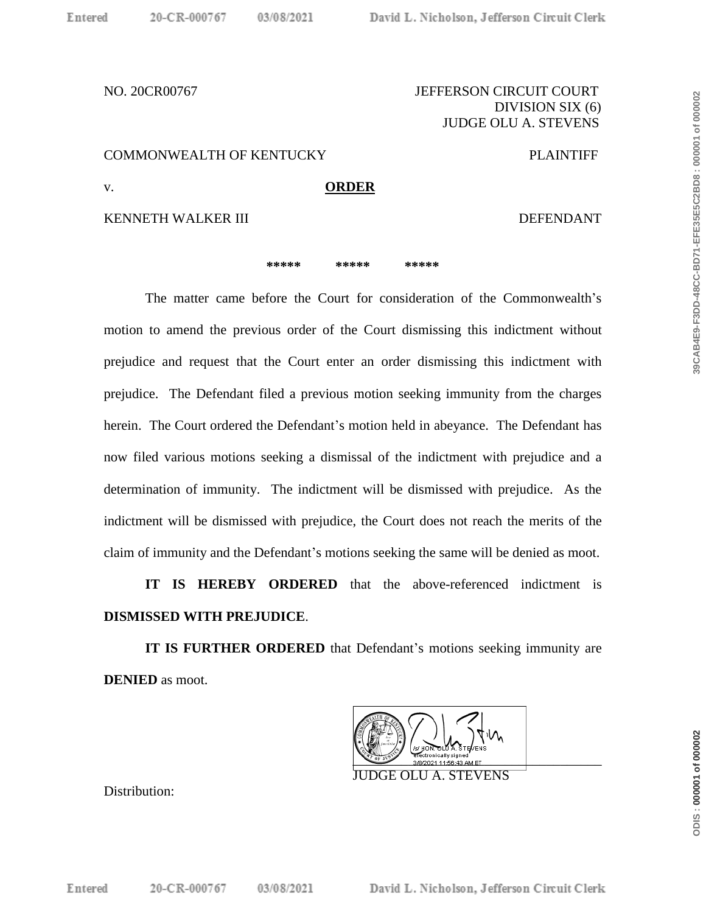NO. 20CR00767

JEFFERSON CIRCUIT COURT
DIVISION SIX (6)
JUDGE OLU A. STEVENS

COMMONWEALTH OF KENTUCKY — PLAINTIFF

v.

**ORDER**

KENNETH WALKER III — DEFENDANT

***** ***** *****

The matter came before the Court for consideration of the Commonwealth's motion to amend the previous order of the Court dismissing this indictment without prejudice and request that the Court enter an order dismissing this indictment with prejudice. The Defendant filed a previous motion seeking immunity from the charges herein. The Court ordered the Defendant's motion held in abeyance. The Defendant has now filed various motions seeking a dismissal of the indictment with prejudice and a determination of immunity. The indictment will be dismissed with prejudice. As the indictment will be dismissed with prejudice, the Court does not reach the merits of the claim of immunity and the Defendant's motions seeking the same will be denied as moot.

**IT IS HEREBY ORDERED** that the above-referenced indictment is **DISMISSED WITH PREJUDICE**.

**IT IS FURTHER ORDERED** that Defendant's motions seeking immunity are **DENIED** as moot.

/s/ HON. OLU A. STEVENS
electronically signed
3/8/2021 11:56:43 AM ET

JUDGE OLU A. STEVENS

Distribution: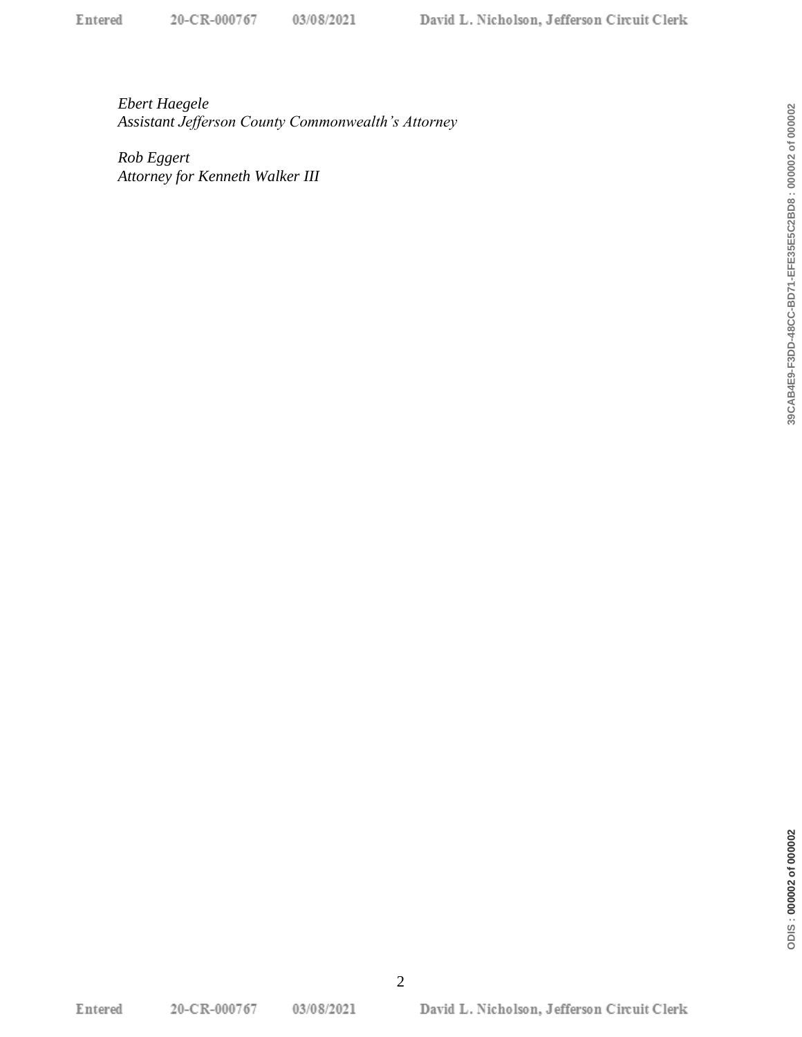*Ebert Haegele*
*Assistant Jefferson County Commonwealth's Attorney*

*Rob Eggert*
*Attorney for Kenneth Walker III*